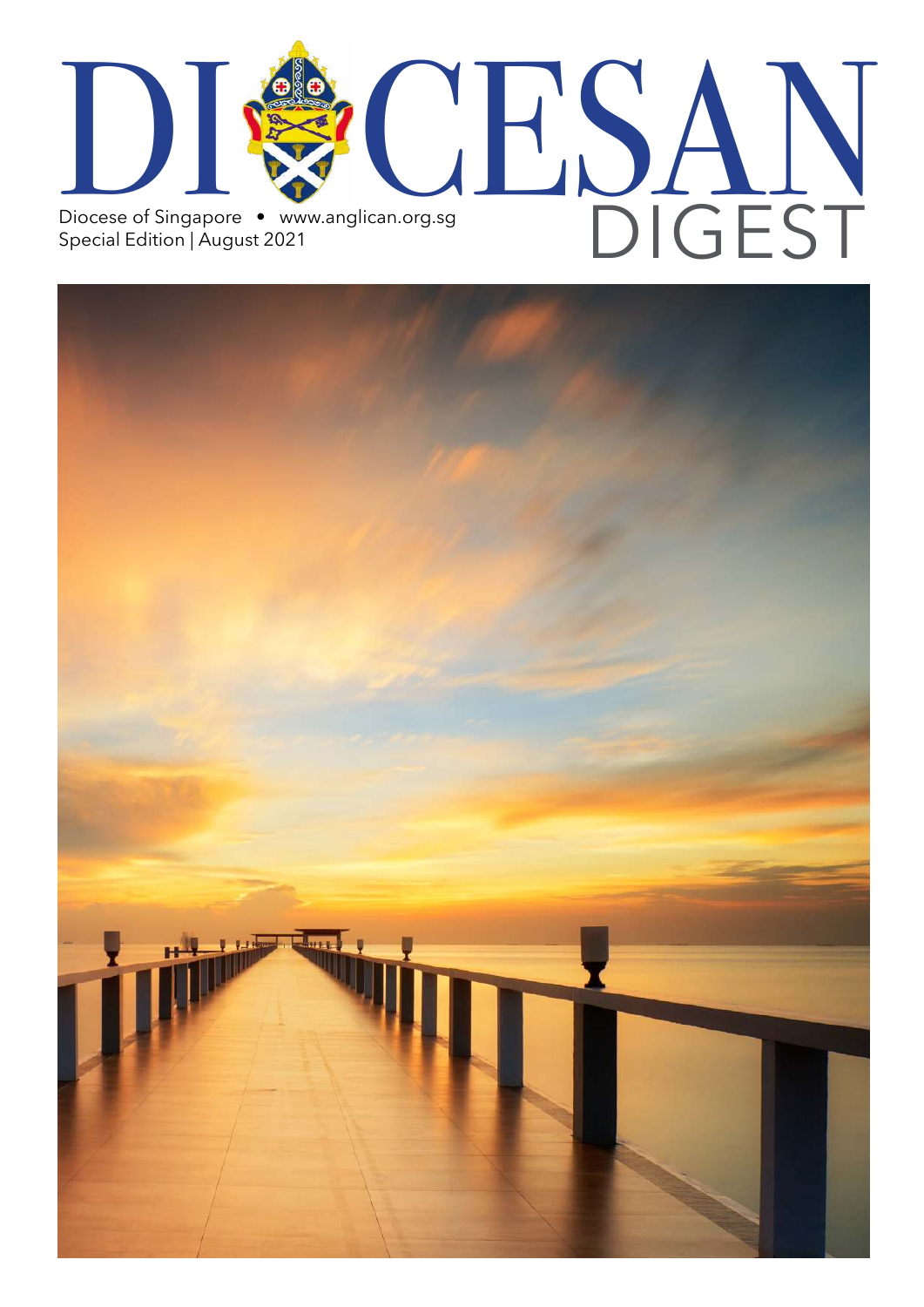# DIOCESAN DIGEST

Diocese of Singapore • www.anglican.org.sg

Special Edition | August 2021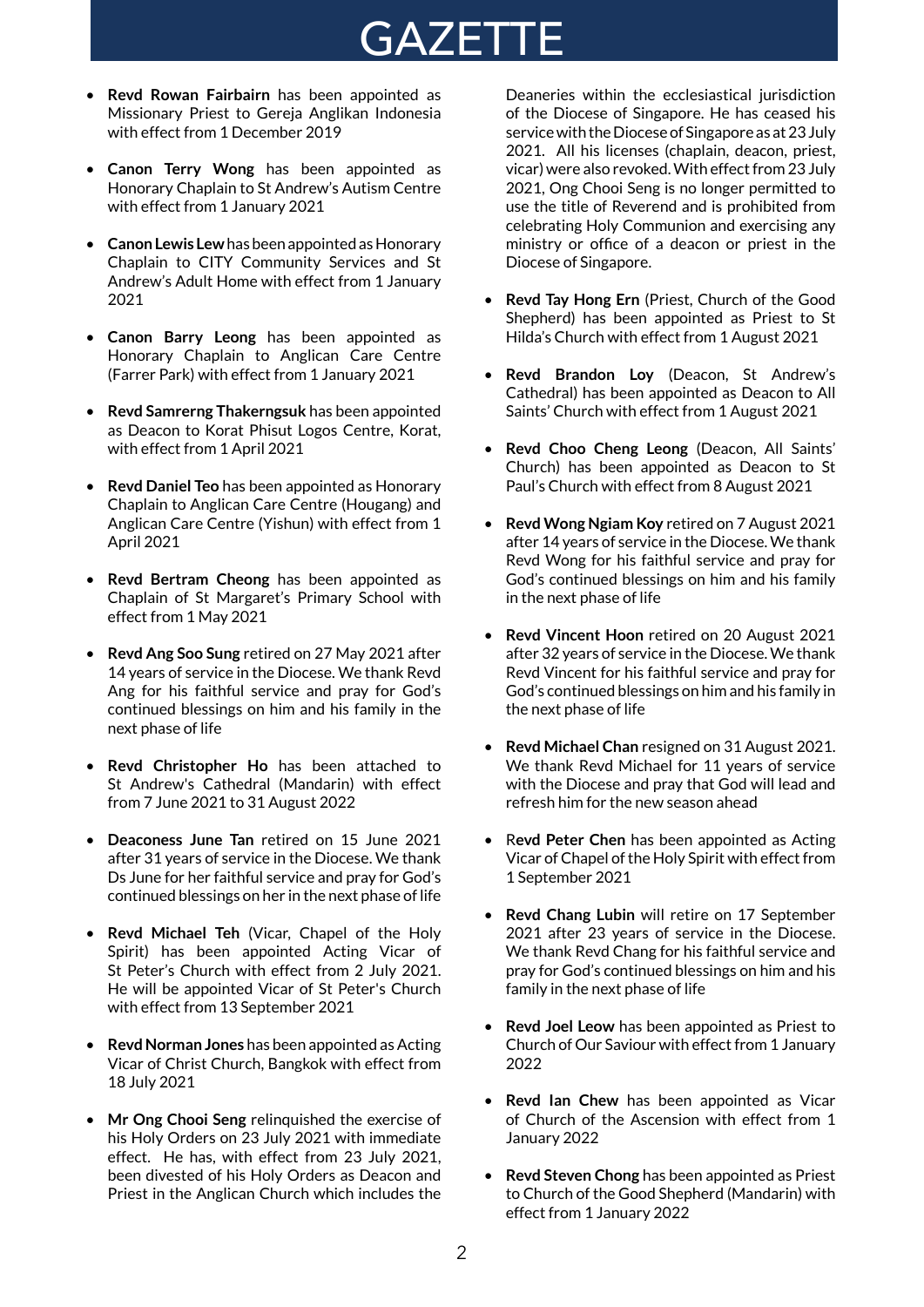# GAZETTE

- **Revd Rowan Fairbairn** has been appointed as Missionary Priest to Gereja Anglikan Indonesia with effect from 1 December 2019
- **Canon Terry Wong** has been appointed as Honorary Chaplain to St Andrew's Autism Centre with effect from 1 January 2021
- **Canon Lewis Lew** has been appointed as Honorary Chaplain to CITY Community Services and St Andrew's Adult Home with effect from 1 January 2021
- **Canon Barry Leong** has been appointed as Honorary Chaplain to Anglican Care Centre (Farrer Park) with effect from 1 January 2021
- **Revd Samrerng Thakerngsuk** has been appointed as Deacon to Korat Phisut Logos Centre, Korat, with effect from 1 April 2021
- **Revd Daniel Teo** has been appointed as Honorary Chaplain to Anglican Care Centre (Hougang) and Anglican Care Centre (Yishun) with effect from 1 April 2021
- **Revd Bertram Cheong** has been appointed as Chaplain of St Margaret's Primary School with effect from 1 May 2021
- **Revd Ang Soo Sung** retired on 27 May 2021 after 14 years of service in the Diocese. We thank Revd Ang for his faithful service and pray for God's continued blessings on him and his family in the next phase of life
- **Revd Christopher Ho** has been attached to St Andrew's Cathedral (Mandarin) with effect from 7 June 2021 to 31 August 2022
- **Deaconess June Tan** retired on 15 June 2021 after 31 years of service in the Diocese. We thank Ds June for her faithful service and pray for God's continued blessings on her in the next phase of life
- **Revd Michael Teh** (Vicar, Chapel of the Holy Spirit) has been appointed Acting Vicar of St Peter's Church with effect from 2 July 2021. He will be appointed Vicar of St Peter's Church with effect from 13 September 2021
- **Revd Norman Jones** has been appointed as Acting Vicar of Christ Church, Bangkok with effect from 18 July 2021
- **Mr Ong Chooi Seng** relinquished the exercise of his Holy Orders on 23 July 2021 with immediate effect. He has, with effect from 23 July 2021, been divested of his Holy Orders as Deacon and Priest in the Anglican Church which includes the Deaneries within the ecclesiastical jurisdiction of the Diocese of Singapore. He has ceased his service with the Diocese of Singapore as at 23 July 2021. All his licenses (chaplain, deacon, priest, vicar) were also revoked. With effect from 23 July 2021, Ong Chooi Seng is no longer permitted to use the title of Reverend and is prohibited from celebrating Holy Communion and exercising any ministry or office of a deacon or priest in the Diocese of Singapore.
- **Revd Tay Hong Ern** (Priest, Church of the Good Shepherd) has been appointed as Priest to St Hilda's Church with effect from 1 August 2021
- **Revd Brandon Loy** (Deacon, St Andrew's Cathedral) has been appointed as Deacon to All Saints' Church with effect from 1 August 2021
- **Revd Choo Cheng Leong** (Deacon, All Saints' Church) has been appointed as Deacon to St Paul's Church with effect from 8 August 2021
- **Revd Wong Ngiam Koy** retired on 7 August 2021 after 14 years of service in the Diocese. We thank Revd Wong for his faithful service and pray for God's continued blessings on him and his family in the next phase of life
- **Revd Vincent Hoon** retired on 20 August 2021 after 32 years of service in the Diocese. We thank Revd Vincent for his faithful service and pray for God's continued blessings on him and his family in the next phase of life
- **Revd Michael Chan** resigned on 31 August 2021. We thank Revd Michael for 11 years of service with the Diocese and pray that God will lead and refresh him for the new season ahead
- R**evd Peter Chen** has been appointed as Acting Vicar of Chapel of the Holy Spirit with effect from 1 September 2021
- **Revd Chang Lubin** will retire on 17 September 2021 after 23 years of service in the Diocese. We thank Revd Chang for his faithful service and pray for God's continued blessings on him and his family in the next phase of life
- **Revd Joel Leow** has been appointed as Priest to Church of Our Saviour with effect from 1 January 2022
- **Revd Ian Chew** has been appointed as Vicar of Church of the Ascension with effect from 1 January 2022
- **Revd Steven Chong** has been appointed as Priest to Church of the Good Shepherd (Mandarin) with effect from 1 January 2022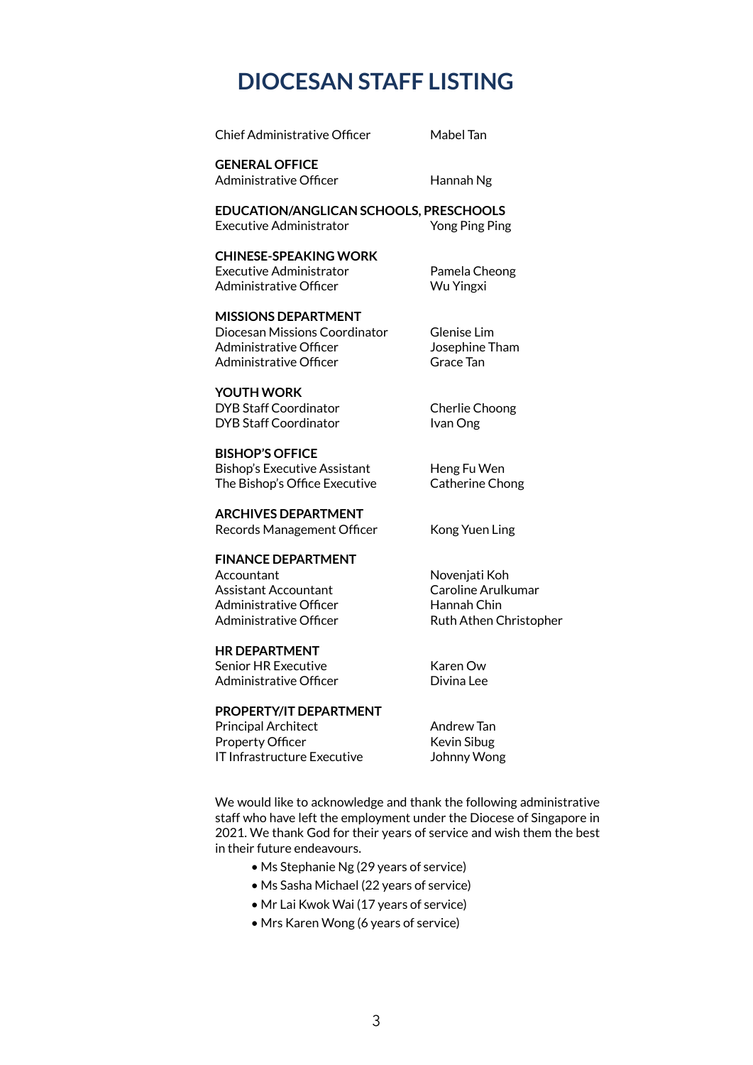# DIOCESAN STAFF LISTING

| | |
|---|---|
| Chief Administrative Officer | Mabel Tan |
| **GENERAL OFFICE** | |
| Administrative Officer | Hannah Ng |
| **EDUCATION/ANGLICAN SCHOOLS, PRESCHOOLS** | |
| Executive Administrator | Yong Ping Ping |
| **CHINESE-SPEAKING WORK** | |
| Executive Administrator | Pamela Cheong |
| Administrative Officer | Wu Yingxi |
| **MISSIONS DEPARTMENT** | |
| Diocesan Missions Coordinator | Glenise Lim |
| Administrative Officer | Josephine Tham |
| Administrative Officer | Grace Tan |
| **YOUTH WORK** | |
| DYB Staff Coordinator | Cherlie Choong |
| DYB Staff Coordinator | Ivan Ong |
| **BISHOP'S OFFICE** | |
| Bishop's Executive Assistant | Heng Fu Wen |
| The Bishop's Office Executive | Catherine Chong |
| **ARCHIVES DEPARTMENT** | |
| Records Management Officer | Kong Yuen Ling |
| **FINANCE DEPARTMENT** | |
| Accountant | Novenjati Koh |
| Assistant Accountant | Caroline Arulkumar |
| Administrative Officer | Hannah Chin |
| Administrative Officer | Ruth Athen Christopher |
| **HR DEPARTMENT** | |
| Senior HR Executive | Karen Ow |
| Administrative Officer | Divina Lee |
| **PROPERTY/IT DEPARTMENT** | |
| Principal Architect | Andrew Tan |
| Property Officer | Kevin Sibug |
| IT Infrastructure Executive | Johnny Wong |

We would like to acknowledge and thank the following administrative staff who have left the employment under the Diocese of Singapore in 2021. We thank God for their years of service and wish them the best in their future endeavours.

- Ms Stephanie Ng (29 years of service)
- Ms Sasha Michael (22 years of service)
- Mr Lai Kwok Wai (17 years of service)
- Mrs Karen Wong (6 years of service)